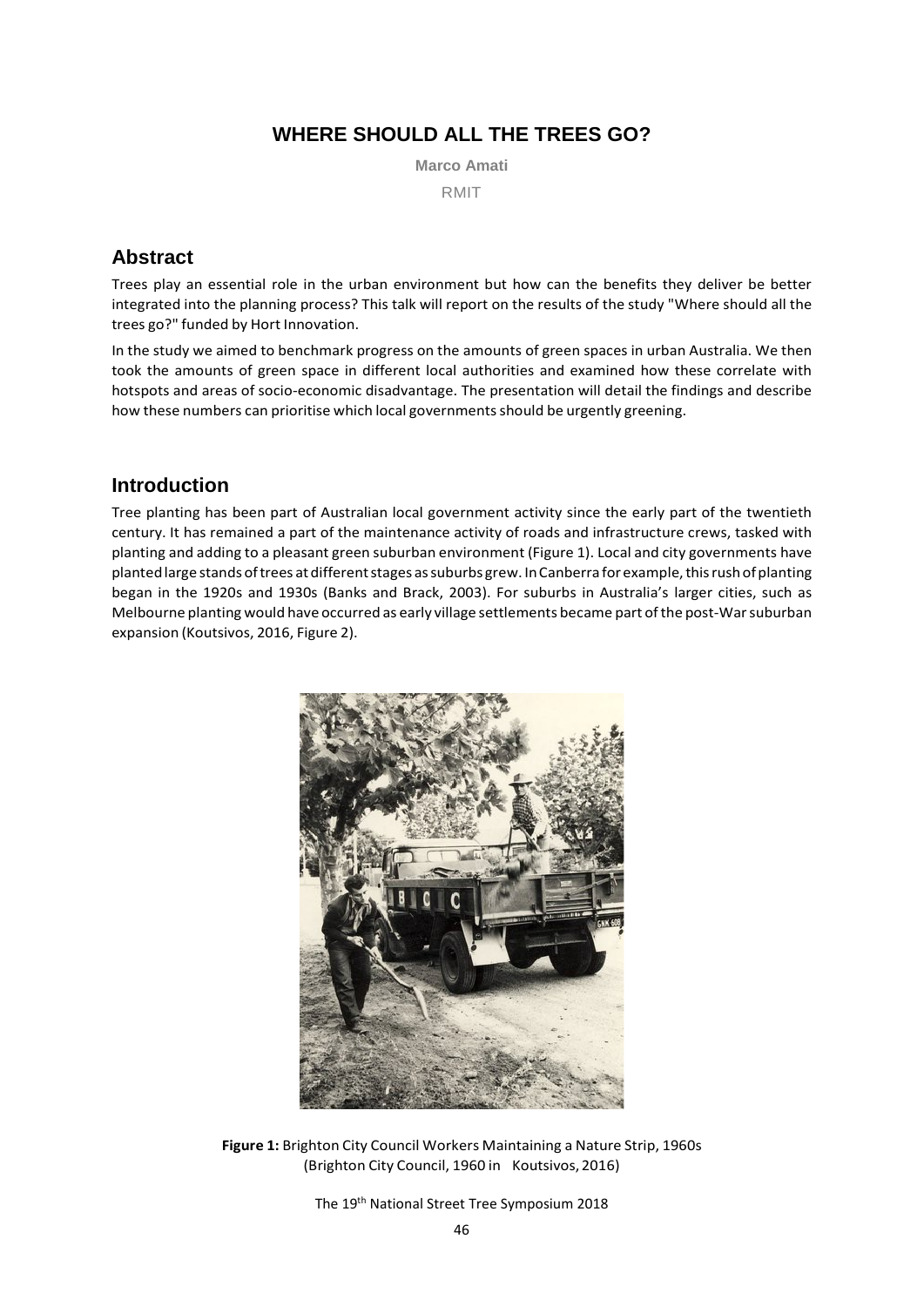# WHERE SHOULD ALL THE TREES GO?

**Marco Amati**

RMIT

## Abstract

Trees play an essential role in the urban environment but how can the benefits they deliver be better integrated into the planning process? This talk will report on the results of the study "Where should all the trees go?" funded by Hort Innovation.

In the study we aimed to benchmark progress on the amounts of green spaces in urban Australia. We then took the amounts of green space in different local authorities and examined how these correlate with hotspots and areas of socio-economic disadvantage. The presentation will detail the findings and describe how these numbers can prioritise which local governments should be urgently greening.

## Introduction

Tree planting has been part of Australian local government activity since the early part of the twentieth century. It has remained a part of the maintenance activity of roads and infrastructure crews, tasked with planting and adding to a pleasant green suburban environment (Figure 1). Local and city governments have planted large stands of trees at different stages as suburbs grew. In Canberra for example, this rush of planting began in the 1920s and 1930s (Banks and Brack, 2003). For suburbs in Australia's larger cities, such as Melbourne planting would have occurred as early village settlements became part of the post-War suburban expansion (Koutsivos, 2016, Figure 2).

**Figure 1:** Brighton City Council Workers Maintaining a Nature Strip, 1960s (Brighton City Council, 1960 in Koutsivos, 2016)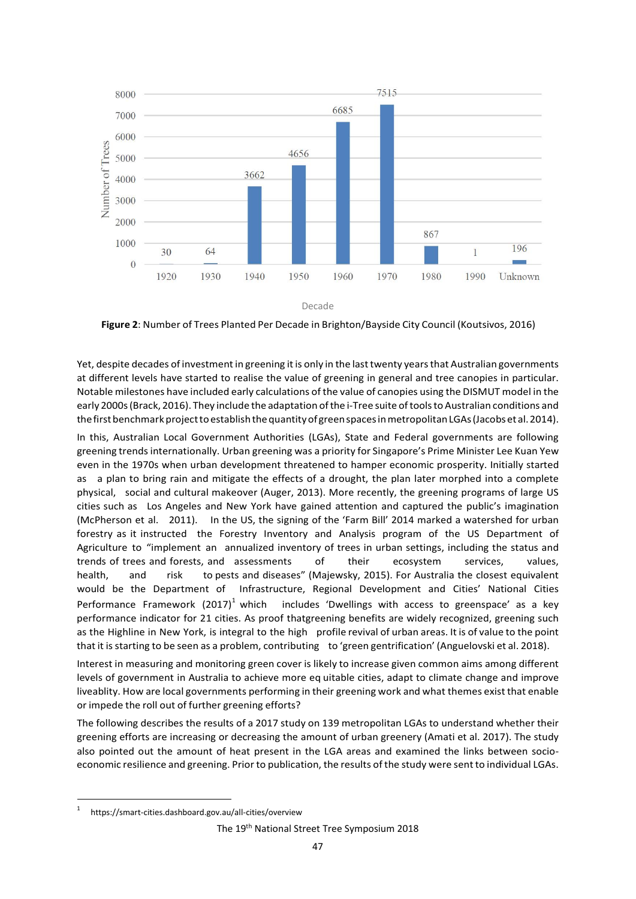**Figure 2**: Number of Trees Planted Per Decade in Brighton/Bayside City Council (Koutsivos, 2016)

Yet, despite decades of investment in greening it is only in the last twenty years that Australian governments at different levels have started to realise the value of greening in general and tree canopies in particular. Notable milestones have included early calculations of the value of canopies using the DISMUT model in the early 2000s (Brack, 2016). They include the adaptation of the i-Tree suite of tools to Australian conditions and the first benchmark project to establish the quantity of green spaces in metropolitan LGAs (Jacobs et al. 2014).

In this, Australian Local Government Authorities (LGAs), State and Federal governments are following greening trends internationally. Urban greening was a priority for Singapore's Prime Minister Lee Kuan Yew even in the 1970s when urban development threatened to hamper economic prosperity. Initially started as a plan to bring rain and mitigate the effects of a drought, the plan later morphed into a complete physical, social and cultural makeover (Auger, 2013). More recently, the greening programs of large US cities such as Los Angeles and New York have gained attention and captured the public's imagination (McPherson et al. 2011). In the US, the signing of the 'Farm Bill' 2014 marked a watershed for urban forestry as it instructed the Forestry Inventory and Analysis program of the US Department of Agriculture to "implement an annualized inventory of trees in urban settings, including the status and trends of trees and forests, and assessments of their ecosystem services, values, health, and risk to pests and diseases" (Majewsky, 2015). For Australia the closest equivalent would be the Department of Infrastructure, Regional Development and Cities' National Cities Performance Framework (2017)[1] which includes 'Dwellings with access to greenspace' as a key performance indicator for 21 cities. As proof thatgreening benefits are widely recognized, greening such as the Highline in New York, is integral to the high profile revival of urban areas. It is of value to the point that it is starting to be seen as a problem, contributing to 'green gentrification' (Anguelovski et al. 2018).

Interest in measuring and monitoring green cover is likely to increase given common aims among different levels of government in Australia to achieve more eq uitable cities, adapt to climate change and improve liveablity. How are local governments performing in their greening work and what themes exist that enable or impede the roll out of further greening efforts?

The following describes the results of a 2017 study on 139 metropolitan LGAs to understand whether their greening efforts are increasing or decreasing the amount of urban greenery (Amati et al. 2017). The study also pointed out the amount of heat present in the LGA areas and examined the links between socio-economic resilience and greening. Prior to publication, the results of the study were sent to individual LGAs.

[1] https://smart-cities.dashboard.gov.au/all-cities/overview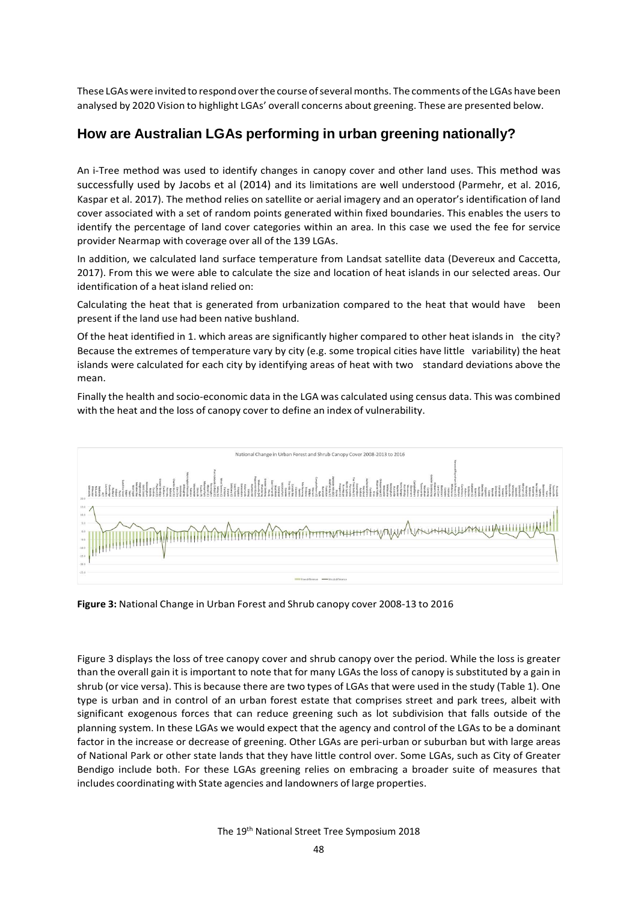These LGAs were invited to respond over the course of several months. The comments of the LGAs have been analysed by 2020 Vision to highlight LGAs' overall concerns about greening. These are presented below.

## How are Australian LGAs performing in urban greening nationally?

An i-Tree method was used to identify changes in canopy cover and other land uses. This method was successfully used by Jacobs et al (2014) and its limitations are well understood (Parmehr, et al. 2016, Kaspar et al. 2017). The method relies on satellite or aerial imagery and an operator's identification of land cover associated with a set of random points generated within fixed boundaries. This enables the users to identify the percentage of land cover categories within an area. In this case we used the fee for service provider Nearmap with coverage over all of the 139 LGAs.

In addition, we calculated land surface temperature from Landsat satellite data (Devereux and Caccetta, 2017). From this we were able to calculate the size and location of heat islands in our selected areas. Our identification of a heat island relied on:

Calculating the heat that is generated from urbanization compared to the heat that would have been present if the land use had been native bushland.

Of the heat identified in 1. which areas are significantly higher compared to other heat islands in the city? Because the extremes of temperature vary by city (e.g. some tropical cities have little variability) the heat islands were calculated for each city by identifying areas of heat with two standard deviations above the mean.

Finally the health and socio-economic data in the LGA was calculated using census data. This was combined with the heat and the loss of canopy cover to define an index of vulnerability.

**Figure 3:** National Change in Urban Forest and Shrub canopy cover 2008-13 to 2016

Figure 3 displays the loss of tree canopy cover and shrub canopy over the period. While the loss is greater than the overall gain it is important to note that for many LGAs the loss of canopy is substituted by a gain in shrub (or vice versa). This is because there are two types of LGAs that were used in the study (Table 1). One type is urban and in control of an urban forest estate that comprises street and park trees, albeit with significant exogenous forces that can reduce greening such as lot subdivision that falls outside of the planning system. In these LGAs we would expect that the agency and control of the LGAs to be a dominant factor in the increase or decrease of greening. Other LGAs are peri-urban or suburban but with large areas of National Park or other state lands that they have little control over. Some LGAs, such as City of Greater Bendigo include both. For these LGAs greening relies on embracing a broader suite of measures that includes coordinating with State agencies and landowners of large properties.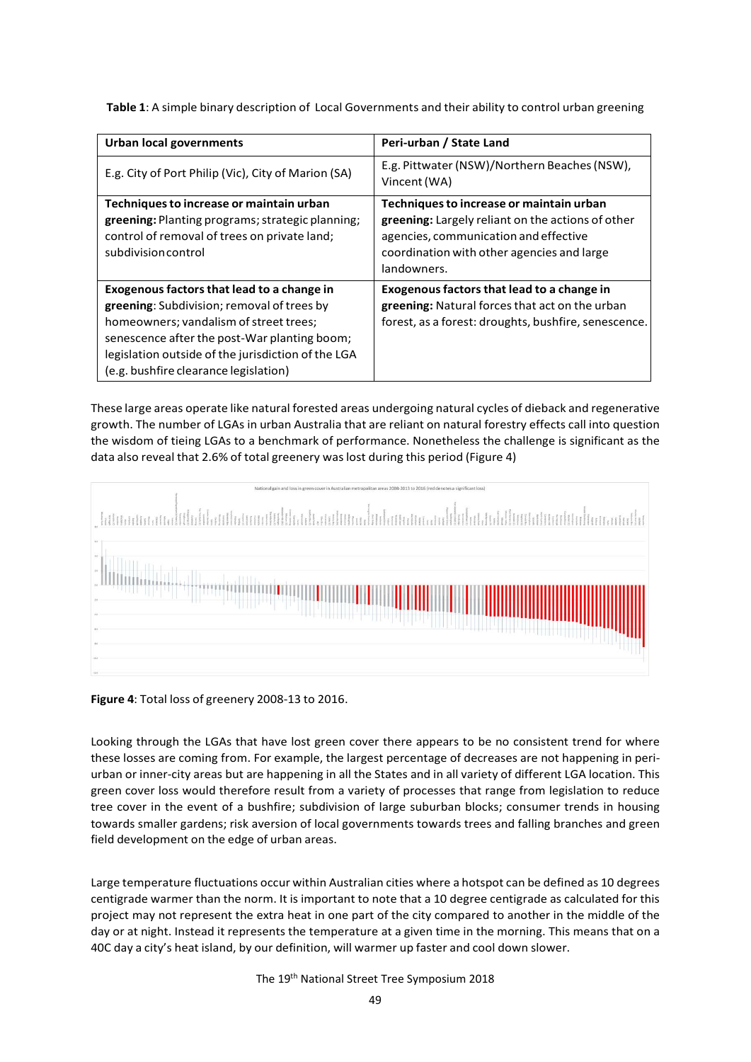**Table 1**: A simple binary description of Local Governments and their ability to control urban greening

| Urban local governments | Peri-urban / State Land |
|---|---|
| E.g. City of Port Philip (Vic), City of Marion (SA) | E.g. Pittwater (NSW)/Northern Beaches (NSW), Vincent (WA) |
| **Techniques to increase or maintain urban greening:** Planting programs; strategic planning; control of removal of trees on private land; subdivision control | **Techniques to increase or maintain urban greening:** Largely reliant on the actions of other agencies, communication and effective coordination with other agencies and large landowners. |
| **Exogenous factors that lead to a change in greening**: Subdivision; removal of trees by homeowners; vandalism of street trees; senescence after the post-War planting boom; legislation outside of the jurisdiction of the LGA (e.g. bushfire clearance legislation) | **Exogenous factors that lead to a change in greening:** Natural forces that act on the urban forest, as a forest: droughts, bushfire, senescence. |

These large areas operate like natural forested areas undergoing natural cycles of dieback and regenerative growth. The number of LGAs in urban Australia that are reliant on natural forestry effects call into question the wisdom of tieing LGAs to a benchmark of performance. Nonetheless the challenge is significant as the data also reveal that 2.6% of total greenery was lost during this period (Figure 4)

**Figure 4**: Total loss of greenery 2008-13 to 2016.

Looking through the LGAs that have lost green cover there appears to be no consistent trend for where these losses are coming from. For example, the largest percentage of decreases are not happening in peri-urban or inner-city areas but are happening in all the States and in all variety of different LGA location. This green cover loss would therefore result from a variety of processes that range from legislation to reduce tree cover in the event of a bushfire; subdivision of large suburban blocks; consumer trends in housing towards smaller gardens; risk aversion of local governments towards trees and falling branches and green field development on the edge of urban areas.

Large temperature fluctuations occur within Australian cities where a hotspot can be defined as 10 degrees centigrade warmer than the norm. It is important to note that a 10 degree centigrade as calculated for this project may not represent the extra heat in one part of the city compared to another in the middle of the day or at night. Instead it represents the temperature at a given time in the morning. This means that on a 40C day a city's heat island, by our definition, will warmer up faster and cool down slower.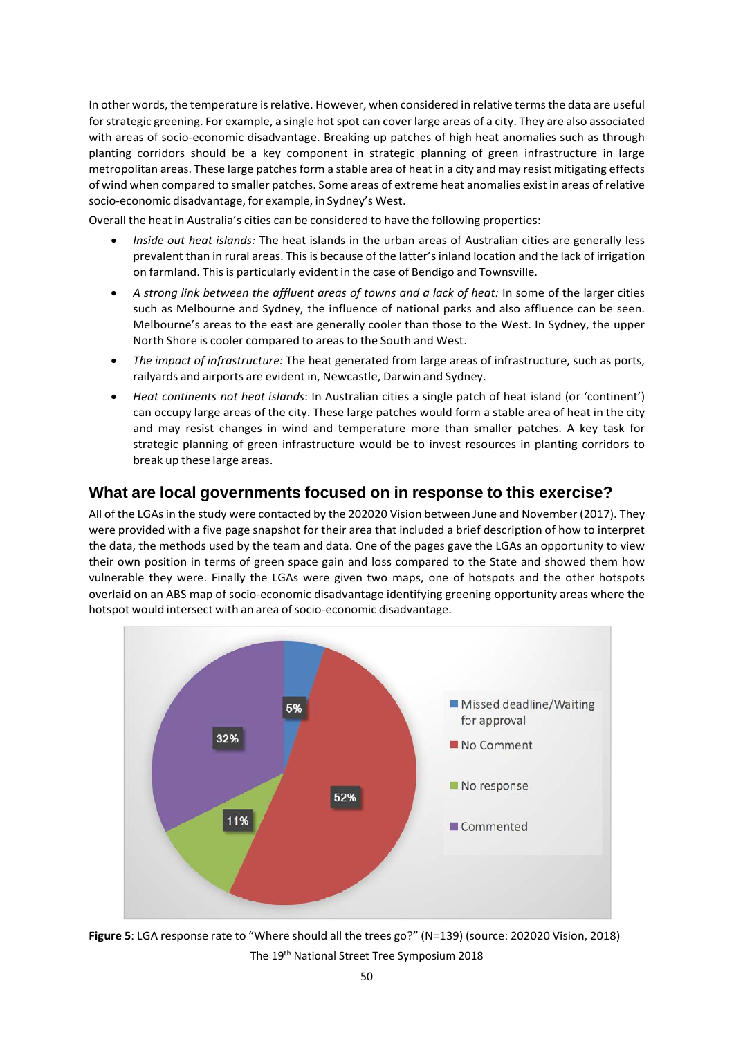In other words, the temperature is relative. However, when considered in relative terms the data are useful for strategic greening. For example, a single hot spot can cover large areas of a city. They are also associated with areas of socio-economic disadvantage. Breaking up patches of high heat anomalies such as through planting corridors should be a key component in strategic planning of green infrastructure in large metropolitan areas. These large patches form a stable area of heat in a city and may resist mitigating effects of wind when compared to smaller patches. Some areas of extreme heat anomalies exist in areas of relative socio-economic disadvantage, for example, in Sydney's West.

Overall the heat in Australia's cities can be considered to have the following properties:

- *Inside out heat islands:* The heat islands in the urban areas of Australian cities are generally less prevalent than in rural areas. This is because of the latter's inland location and the lack of irrigation on farmland. This is particularly evident in the case of Bendigo and Townsville.
- *A strong link between the affluent areas of towns and a lack of heat:* In some of the larger cities such as Melbourne and Sydney, the influence of national parks and also affluence can be seen. Melbourne's areas to the east are generally cooler than those to the West. In Sydney, the upper North Shore is cooler compared to areas to the South and West.
- *The impact of infrastructure:* The heat generated from large areas of infrastructure, such as ports, railyards and airports are evident in, Newcastle, Darwin and Sydney.
- *Heat continents not heat islands*: In Australian cities a single patch of heat island (or 'continent') can occupy large areas of the city. These large patches would form a stable area of heat in the city and may resist changes in wind and temperature more than smaller patches. A key task for strategic planning of green infrastructure would be to invest resources in planting corridors to break up these large areas.

## What are local governments focused on in response to this exercise?

All of the LGAs in the study were contacted by the 202020 Vision between June and November (2017). They were provided with a five page snapshot for their area that included a brief description of how to interpret the data, the methods used by the team and data. One of the pages gave the LGAs an opportunity to view their own position in terms of green space gain and loss compared to the State and showed them how vulnerable they were. Finally the LGAs were given two maps, one of hotspots and the other hotspots overlaid on an ABS map of socio-economic disadvantage identifying greening opportunity areas where the hotspot would intersect with an area of socio-economic disadvantage.

| Response | Percentage |
| --- | --- |
| Missed deadline/Waiting for approval | 5% |
| No Comment | 52% |
| No response | 11% |
| Commented | 32% |

**Figure 5**: LGA response rate to "Where should all the trees go?" (N=139) (source: 202020 Vision, 2018)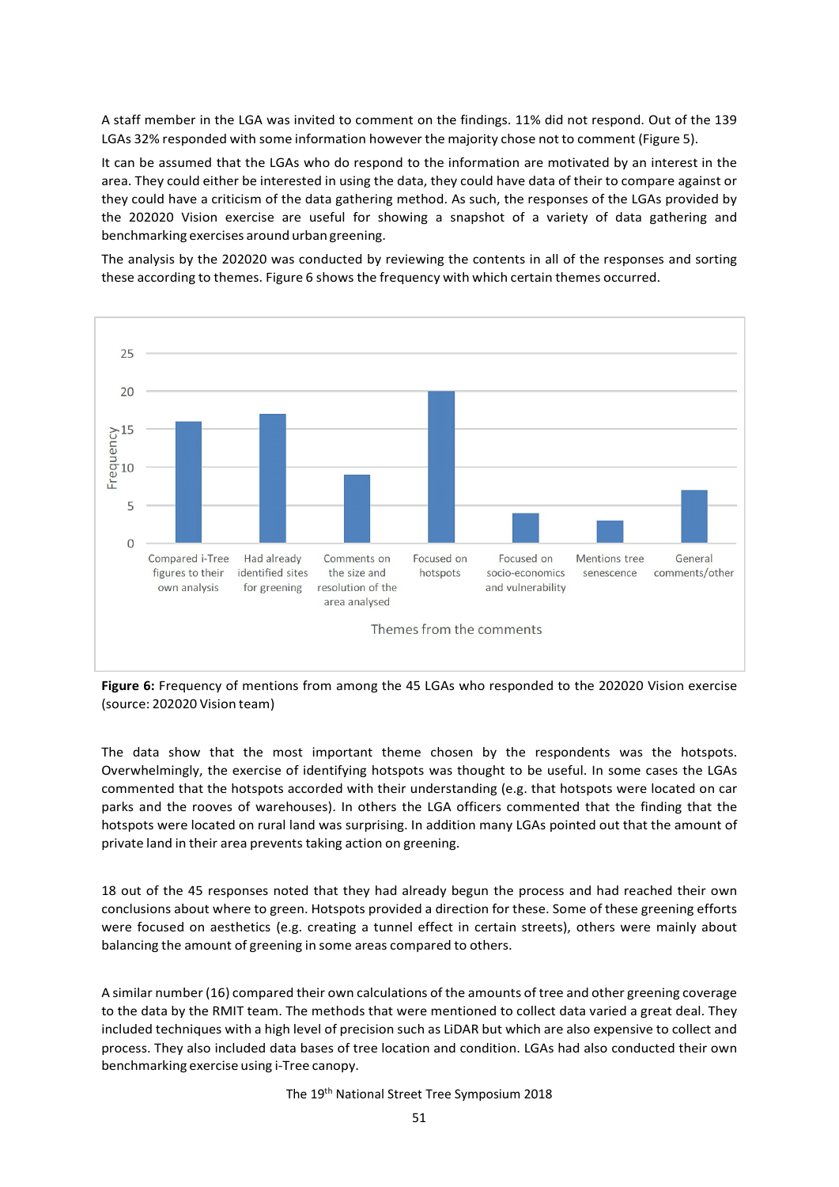A staff member in the LGA was invited to comment on the findings. 11% did not respond. Out of the 139 LGAs 32% responded with some information however the majority chose not to comment (Figure 5).

It can be assumed that the LGAs who do respond to the information are motivated by an interest in the area. They could either be interested in using the data, they could have data of their to compare against or they could have a criticism of the data gathering method. As such, the responses of the LGAs provided by the 202020 Vision exercise are useful for showing a snapshot of a variety of data gathering and benchmarking exercises around urban greening.

The analysis by the 202020 was conducted by reviewing the contents in all of the responses and sorting these according to themes. Figure 6 shows the frequency with which certain themes occurred.

**Figure 6:** Frequency of mentions from among the 45 LGAs who responded to the 202020 Vision exercise (source: 202020 Vision team)

The data show that the most important theme chosen by the respondents was the hotspots. Overwhelmingly, the exercise of identifying hotspots was thought to be useful. In some cases the LGAs commented that the hotspots accorded with their understanding (e.g. that hotspots were located on car parks and the rooves of warehouses). In others the LGA officers commented that the finding that the hotspots were located on rural land was surprising. In addition many LGAs pointed out that the amount of private land in their area prevents taking action on greening.

18 out of the 45 responses noted that they had already begun the process and had reached their own conclusions about where to green. Hotspots provided a direction for these. Some of these greening efforts were focused on aesthetics (e.g. creating a tunnel effect in certain streets), others were mainly about balancing the amount of greening in some areas compared to others.

A similar number (16) compared their own calculations of the amounts of tree and other greening coverage to the data by the RMIT team. The methods that were mentioned to collect data varied a great deal. They included techniques with a high level of precision such as LiDAR but which are also expensive to collect and process. They also included data bases of tree location and condition. LGAs had also conducted their own benchmarking exercise using i-Tree canopy.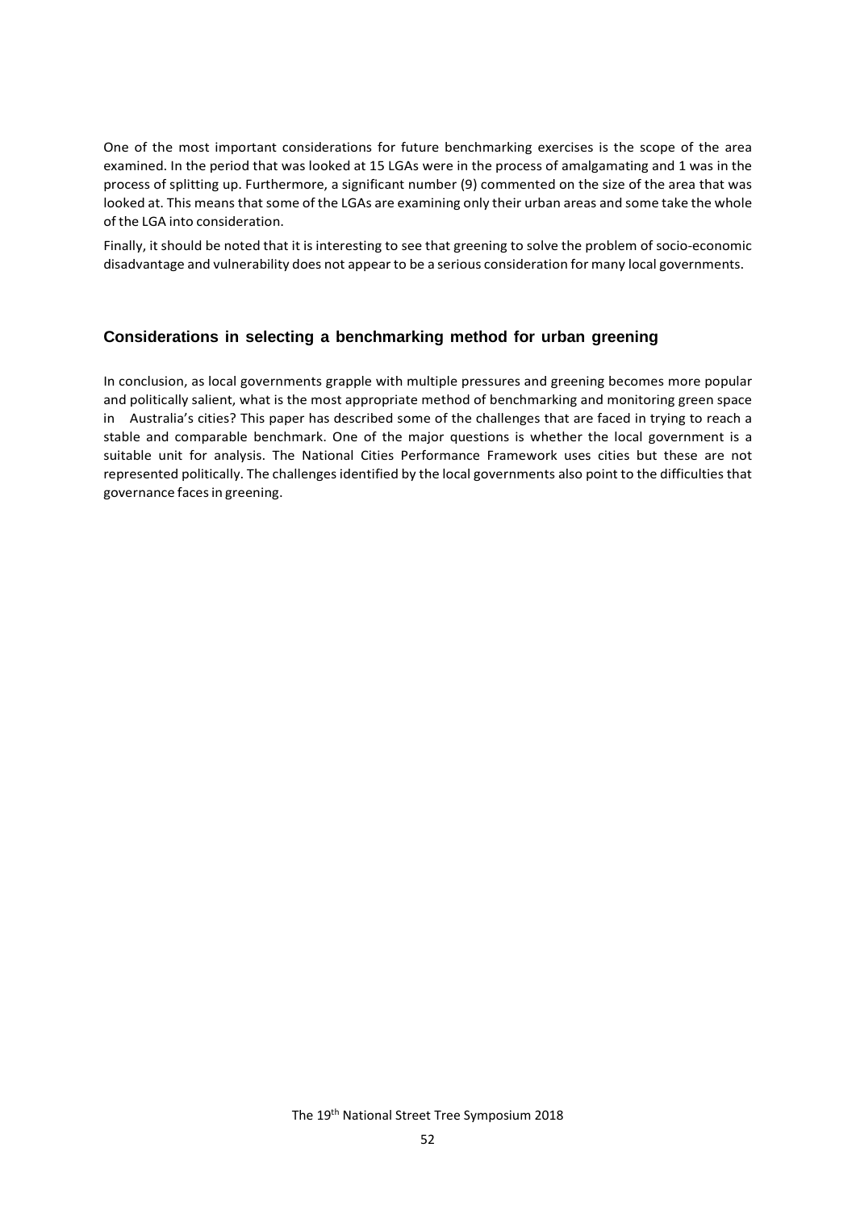One of the most important considerations for future benchmarking exercises is the scope of the area examined. In the period that was looked at 15 LGAs were in the process of amalgamating and 1 was in the process of splitting up. Furthermore, a significant number (9) commented on the size of the area that was looked at. This means that some of the LGAs are examining only their urban areas and some take the whole of the LGA into consideration.

Finally, it should be noted that it is interesting to see that greening to solve the problem of socio-economic disadvantage and vulnerability does not appear to be a serious consideration for many local governments.

## Considerations in selecting a benchmarking method for urban greening

In conclusion, as local governments grapple with multiple pressures and greening becomes more popular and politically salient, what is the most appropriate method of benchmarking and monitoring green space in Australia's cities? This paper has described some of the challenges that are faced in trying to reach a stable and comparable benchmark. One of the major questions is whether the local government is a suitable unit for analysis. The National Cities Performance Framework uses cities but these are not represented politically. The challenges identified by the local governments also point to the difficulties that governance faces in greening.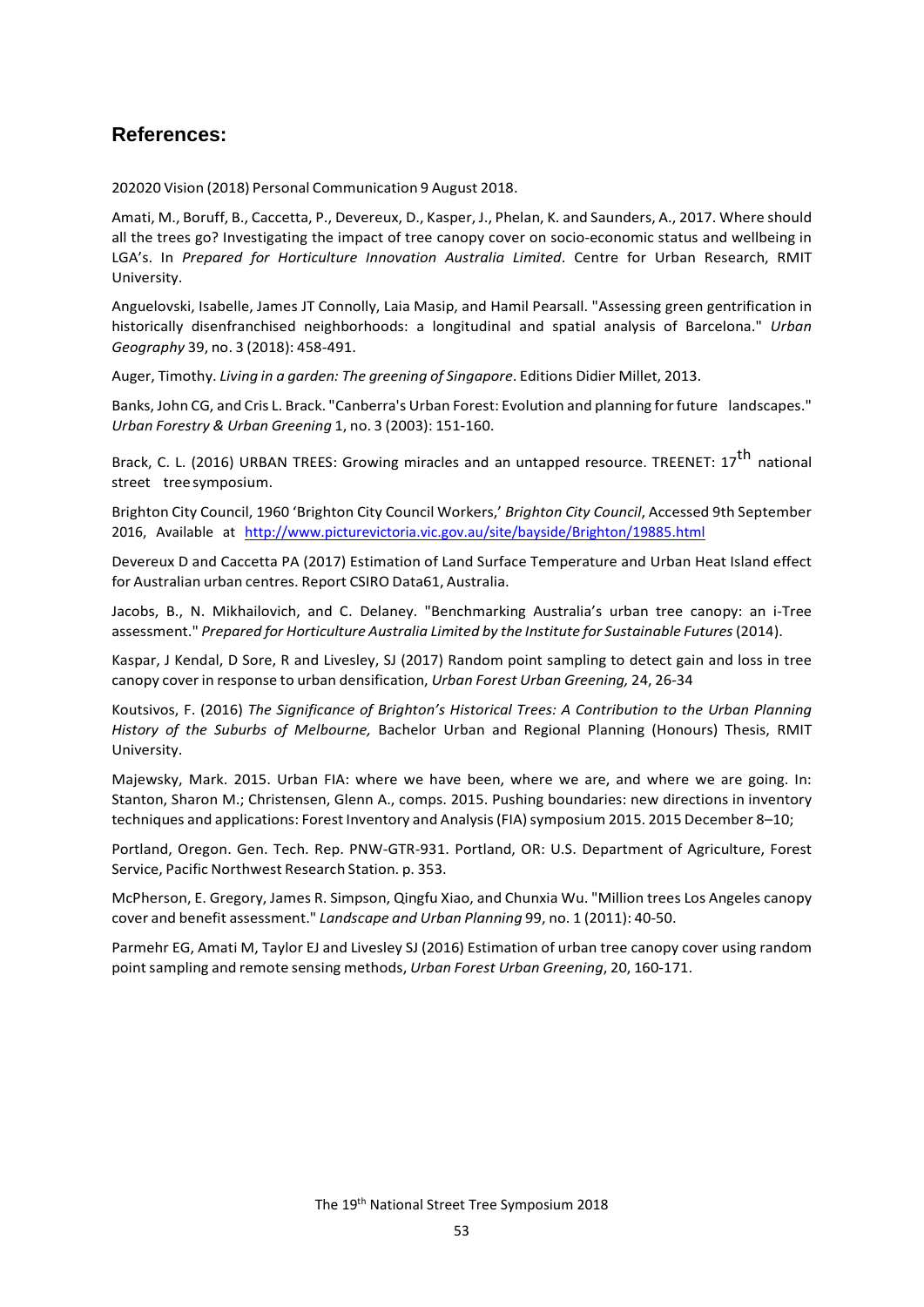## References:

202020 Vision (2018) Personal Communication 9 August 2018.

Amati, M., Boruff, B., Caccetta, P., Devereux, D., Kasper, J., Phelan, K. and Saunders, A., 2017. Where should all the trees go? Investigating the impact of tree canopy cover on socio-economic status and wellbeing in LGA's. In *Prepared for Horticulture Innovation Australia Limited*. Centre for Urban Research, RMIT University.

Anguelovski, Isabelle, James JT Connolly, Laia Masip, and Hamil Pearsall. "Assessing green gentrification in historically disenfranchised neighborhoods: a longitudinal and spatial analysis of Barcelona." *Urban Geography* 39, no. 3 (2018): 458-491.

Auger, Timothy. *Living in a garden: The greening of Singapore*. Editions Didier Millet, 2013.

Banks, John CG, and Cris L. Brack. "Canberra's Urban Forest: Evolution and planning for future landscapes." *Urban Forestry & Urban Greening* 1, no. 3 (2003): 151-160.

Brack, C. L. (2016) URBAN TREES: Growing miracles and an untapped resource. TREENET: 17th national street tree symposium.

Brighton City Council, 1960 'Brighton City Council Workers,' *Brighton City Council*, Accessed 9th September 2016, Available at http://www.picturevictoria.vic.gov.au/site/bayside/Brighton/19885.html

Devereux D and Caccetta PA (2017) Estimation of Land Surface Temperature and Urban Heat Island effect for Australian urban centres. Report CSIRO Data61, Australia.

Jacobs, B., N. Mikhailovich, and C. Delaney. "Benchmarking Australia's urban tree canopy: an i-Tree assessment." *Prepared for Horticulture Australia Limited by the Institute for Sustainable Futures* (2014).

Kaspar, J Kendal, D Sore, R and Livesley, SJ (2017) Random point sampling to detect gain and loss in tree canopy cover in response to urban densification, *Urban Forest Urban Greening,* 24, 26-34

Koutsivos, F. (2016) *The Significance of Brighton's Historical Trees: A Contribution to the Urban Planning History of the Suburbs of Melbourne,* Bachelor Urban and Regional Planning (Honours) Thesis, RMIT University.

Majewsky, Mark. 2015. Urban FIA: where we have been, where we are, and where we are going. In: Stanton, Sharon M.; Christensen, Glenn A., comps. 2015. Pushing boundaries: new directions in inventory techniques and applications: Forest Inventory and Analysis (FIA) symposium 2015. 2015 December 8–10;

Portland, Oregon. Gen. Tech. Rep. PNW-GTR-931. Portland, OR: U.S. Department of Agriculture, Forest Service, Pacific Northwest Research Station. p. 353.

McPherson, E. Gregory, James R. Simpson, Qingfu Xiao, and Chunxia Wu. "Million trees Los Angeles canopy cover and benefit assessment." *Landscape and Urban Planning* 99, no. 1 (2011): 40-50.

Parmehr EG, Amati M, Taylor EJ and Livesley SJ (2016) Estimation of urban tree canopy cover using random point sampling and remote sensing methods, *Urban Forest Urban Greening*, 20, 160-171.